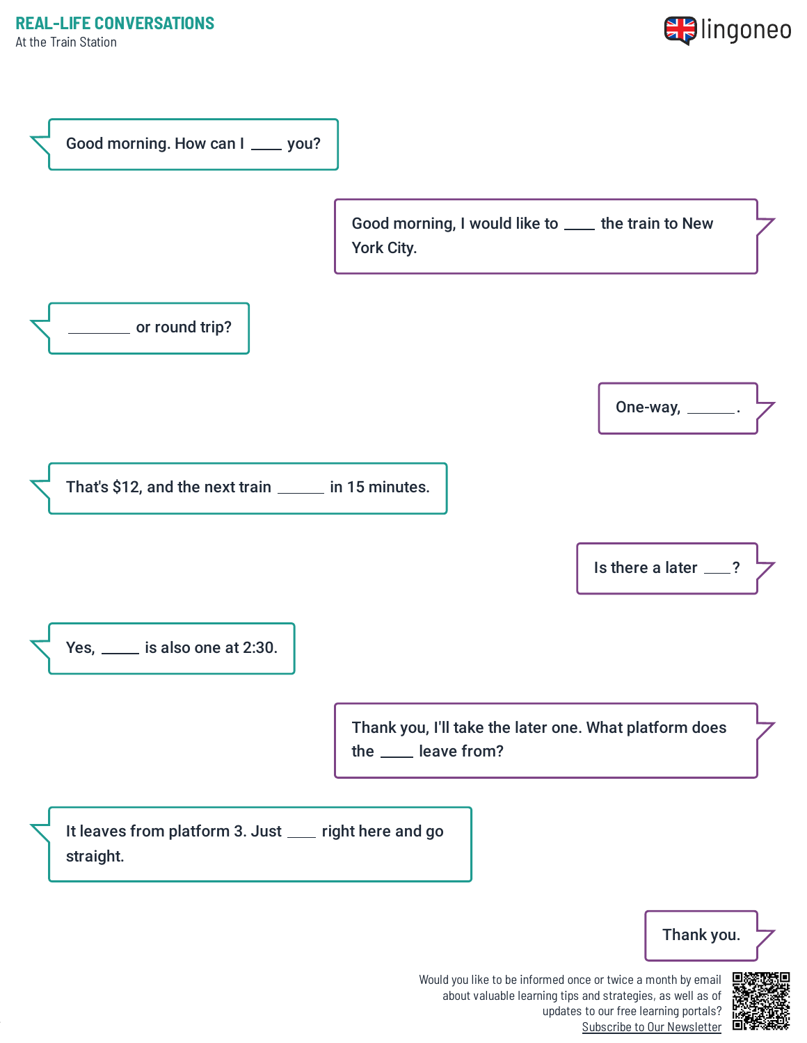## REAL-LIFE CONVERSATIONS

At the Train Station

Good morning. How can I ____ you?

Good morning, I would like to ____ the train to New York City.

________ or round trip?

One-way, ______.

That's $12, and the next train ______ in 15 minutes.

Is there a later ___?

Yes, _____ is also one at 2:30.

Thank you, I'll take the later one. What platform does the ____ leave from?

It leaves from platform 3. Just ____ right here and go straight.

Thank you.

Would you like to be informed once or twice a month by email about valuable learning tips and strategies, as well as of updates to our free learning portals?
Subscribe to Our Newsletter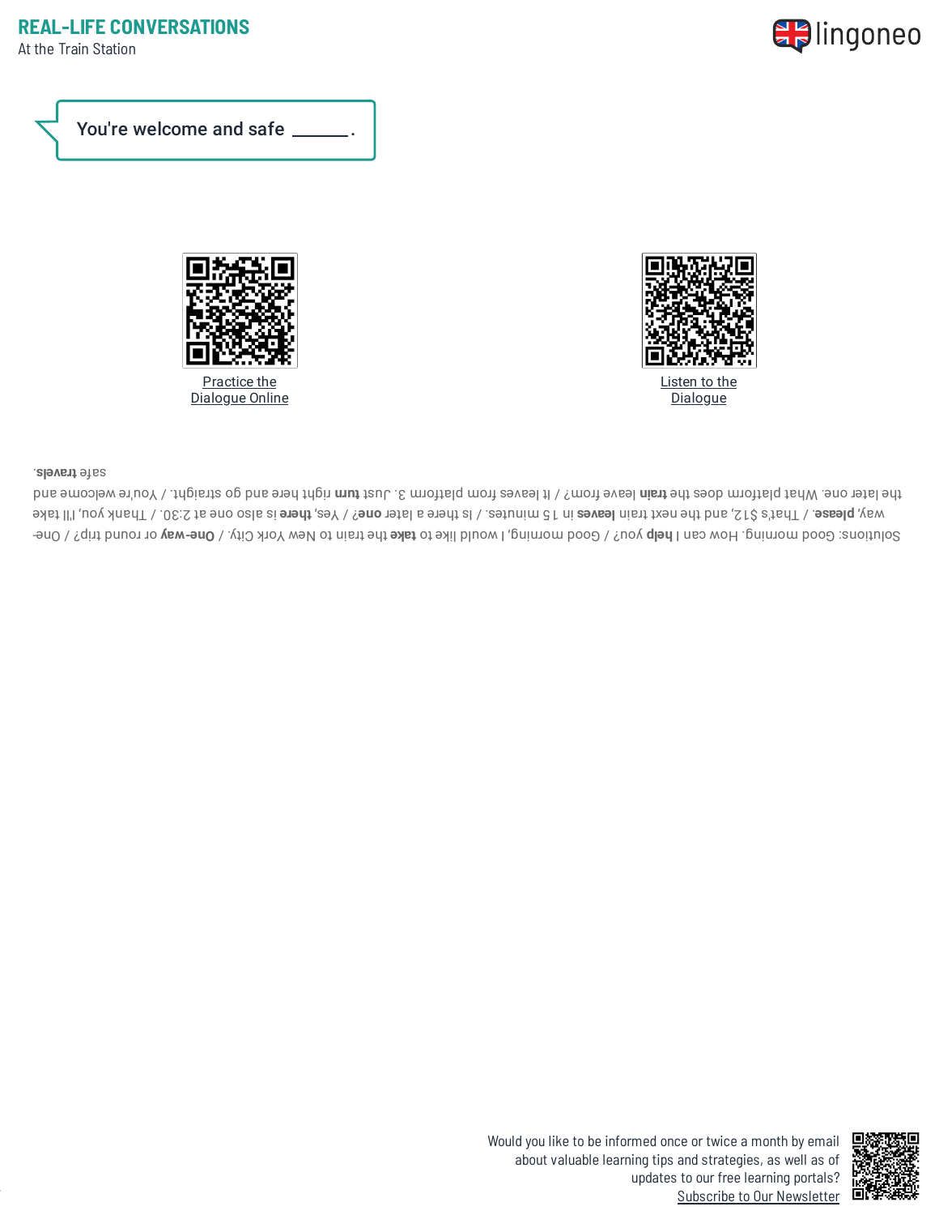You're welcome and safe ______.

Practice the Dialogue Online

Listen to the Dialogue

Solutions: Good morning. How can I **help** you? / Good morning, I would like to **take** the train to New York City. / **One-way** or round trip? / One-way, **please**. / That's $12, and the next train **leaves** in 15 minutes. / Is there a later **one**? / Yes, **there** is also one at 2:30. / Thank you, I'll take the later one. What platform does the **train** leave from? / It leaves from platform 3. Just **turn** right here and go straight. / You're welcome and safe **travels**.

Would you like to be informed once or twice a month by email about valuable learning tips and strategies, as well as of updates to our free learning portals?
Subscribe to Our Newsletter